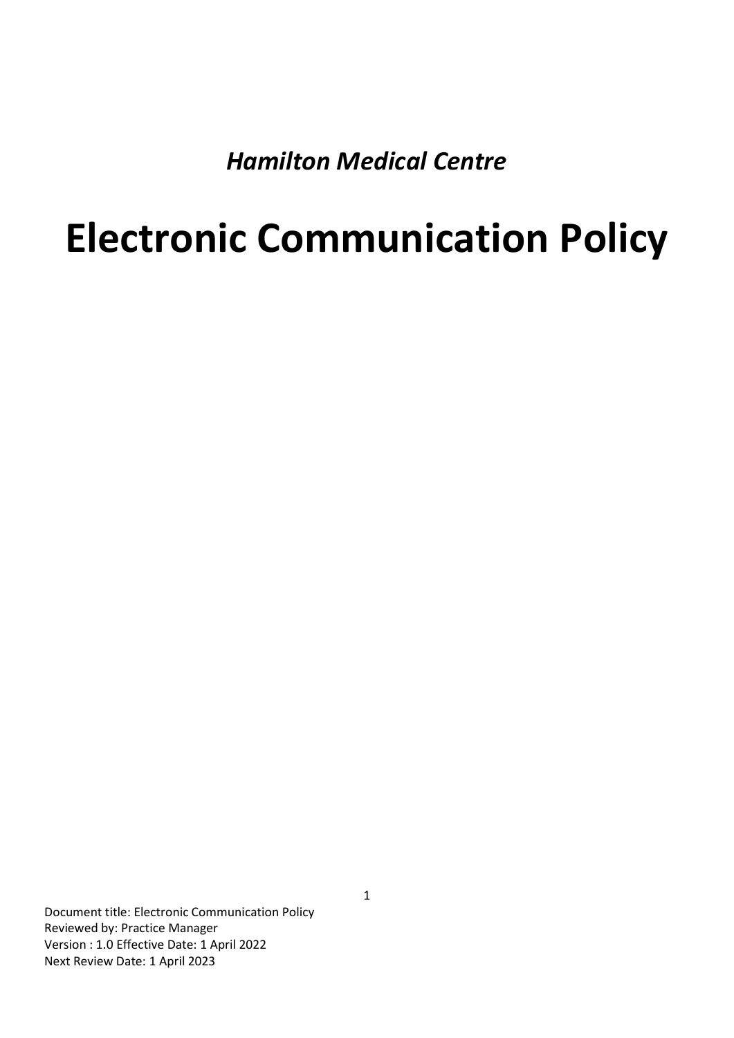*Hamilton Medical Centre*

# Electronic Communication Policy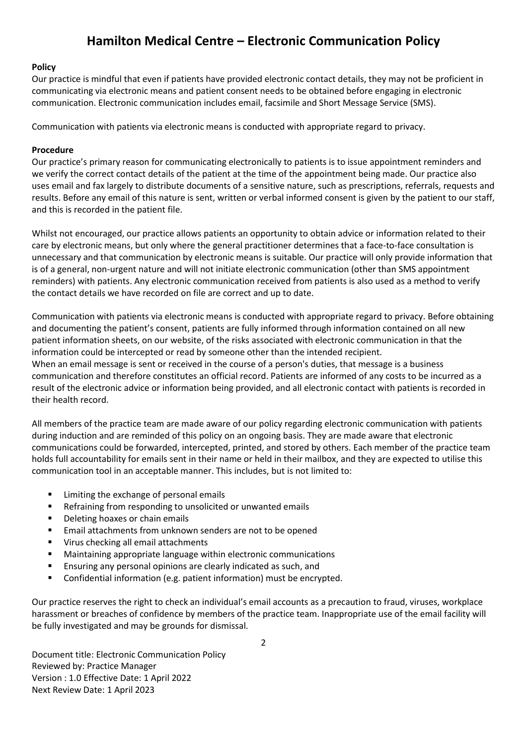# Hamilton Medical Centre – Electronic Communication Policy

**Policy**

Our practice is mindful that even if patients have provided electronic contact details, they may not be proficient in communicating via electronic means and patient consent needs to be obtained before engaging in electronic communication. Electronic communication includes email, facsimile and Short Message Service (SMS).

Communication with patients via electronic means is conducted with appropriate regard to privacy.

**Procedure**

Our practice's primary reason for communicating electronically to patients is to issue appointment reminders and we verify the correct contact details of the patient at the time of the appointment being made. Our practice also uses email and fax largely to distribute documents of a sensitive nature, such as prescriptions, referrals, requests and results. Before any email of this nature is sent, written or verbal informed consent is given by the patient to our staff, and this is recorded in the patient file.

Whilst not encouraged, our practice allows patients an opportunity to obtain advice or information related to their care by electronic means, but only where the general practitioner determines that a face-to-face consultation is unnecessary and that communication by electronic means is suitable. Our practice will only provide information that is of a general, non-urgent nature and will not initiate electronic communication (other than SMS appointment reminders) with patients. Any electronic communication received from patients is also used as a method to verify the contact details we have recorded on file are correct and up to date.

Communication with patients via electronic means is conducted with appropriate regard to privacy. Before obtaining and documenting the patient's consent, patients are fully informed through information contained on all new patient information sheets, on our website, of the risks associated with electronic communication in that the information could be intercepted or read by someone other than the intended recipient.
When an email message is sent or received in the course of a person's duties, that message is a business communication and therefore constitutes an official record. Patients are informed of any costs to be incurred as a result of the electronic advice or information being provided, and all electronic contact with patients is recorded in their health record.

All members of the practice team are made aware of our policy regarding electronic communication with patients during induction and are reminded of this policy on an ongoing basis. They are made aware that electronic communications could be forwarded, intercepted, printed, and stored by others. Each member of the practice team holds full accountability for emails sent in their name or held in their mailbox, and they are expected to utilise this communication tool in an acceptable manner. This includes, but is not limited to:

- Limiting the exchange of personal emails
- Refraining from responding to unsolicited or unwanted emails
- Deleting hoaxes or chain emails
- Email attachments from unknown senders are not to be opened
- Virus checking all email attachments
- Maintaining appropriate language within electronic communications
- Ensuring any personal opinions are clearly indicated as such, and
- Confidential information (e.g. patient information) must be encrypted.

Our practice reserves the right to check an individual's email accounts as a precaution to fraud, viruses, workplace harassment or breaches of confidence by members of the practice team. Inappropriate use of the email facility will be fully investigated and may be grounds for dismissal.

Document title: Electronic Communication Policy
Reviewed by: Practice Manager
Version : 1.0 Effective Date: 1 April 2022
Next Review Date: 1 April 2023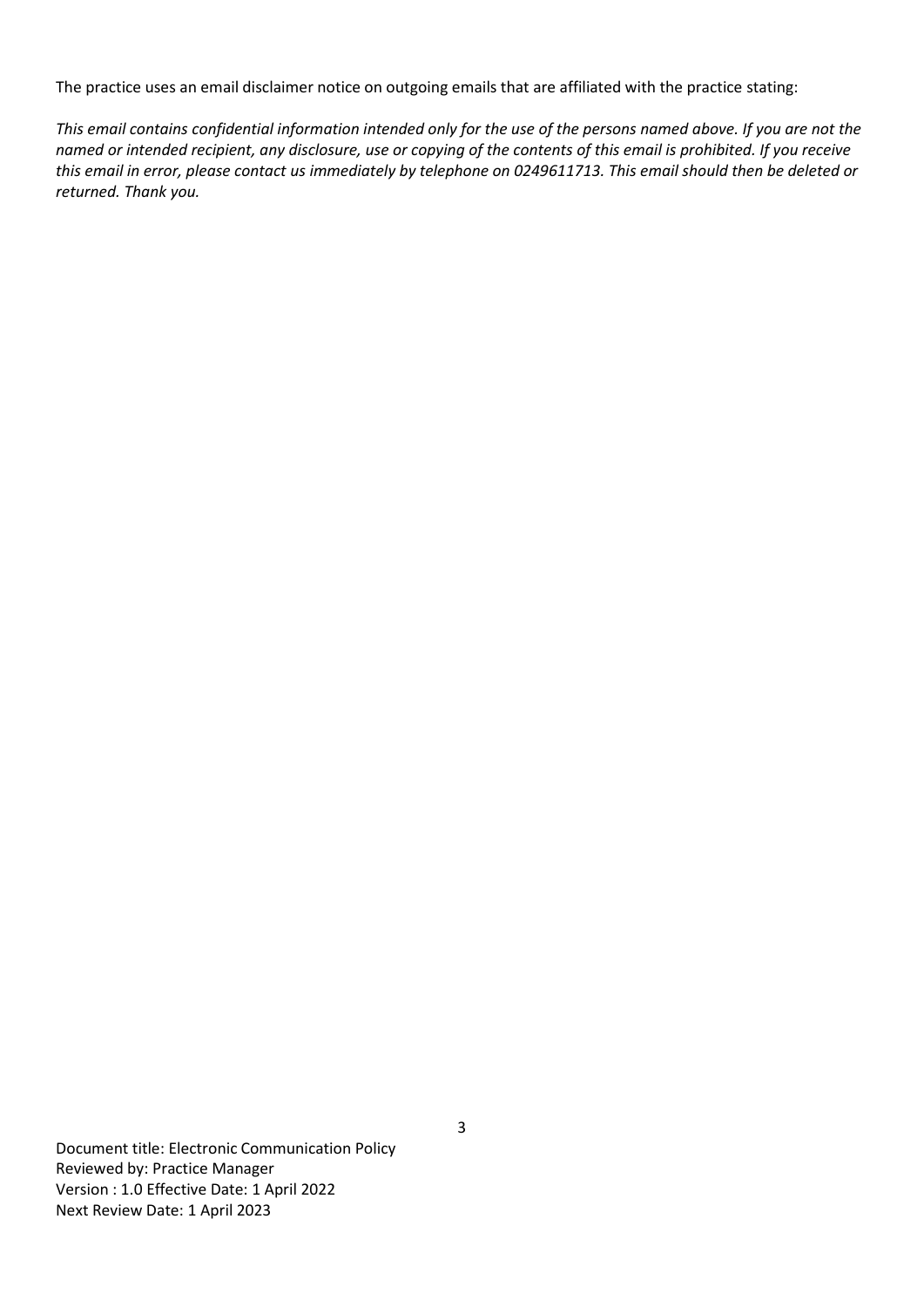The practice uses an email disclaimer notice on outgoing emails that are affiliated with the practice stating:

*This email contains confidential information intended only for the use of the persons named above. If you are not the named or intended recipient, any disclosure, use or copying of the contents of this email is prohibited. If you receive this email in error, please contact us immediately by telephone on 0249611713. This email should then be deleted or returned. Thank you.*